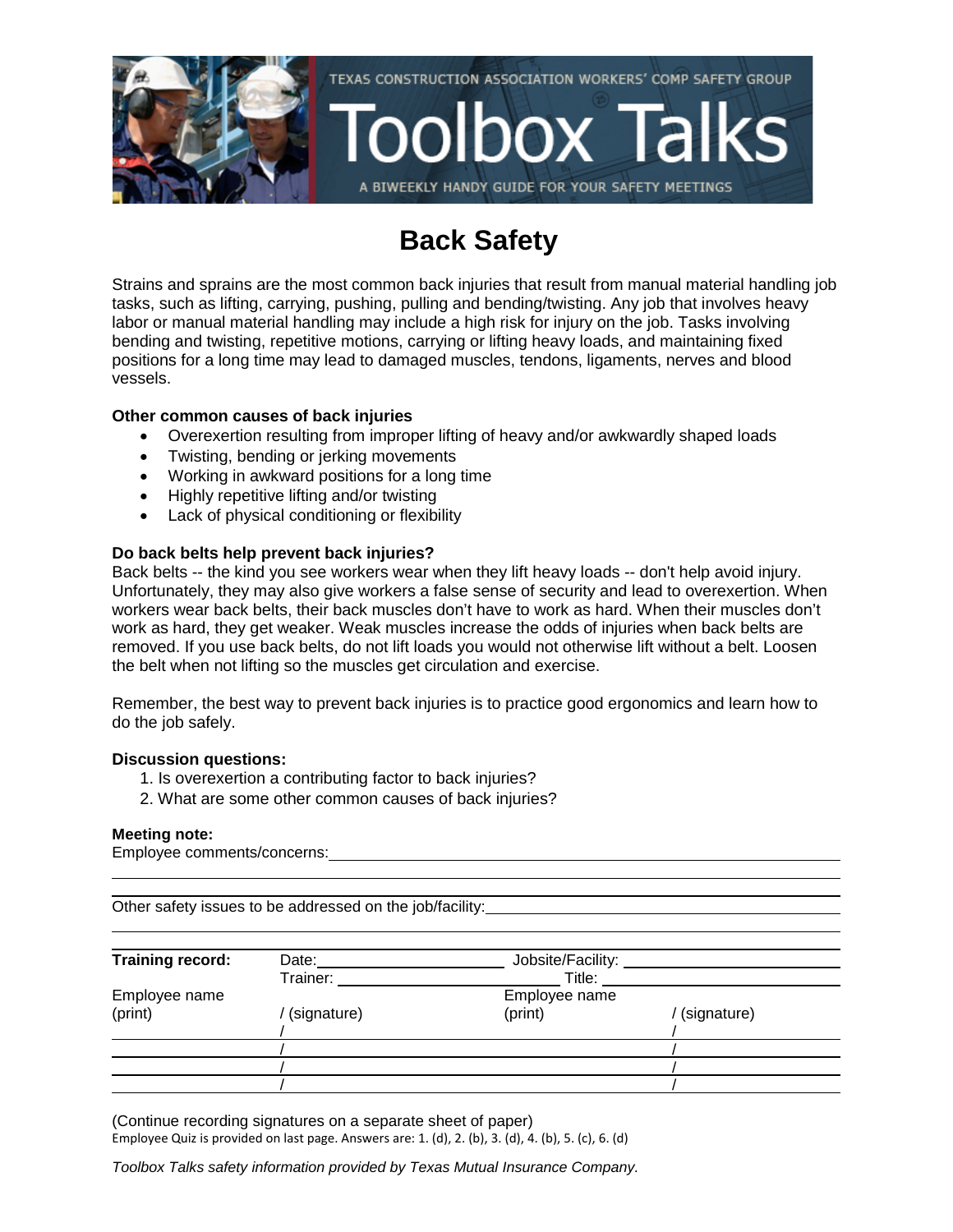TEXAS CONSTRUCTION ASSOCIATION WORKERS' COMP SAFETY GROUP

# Toolbox Talks

A BIWEEKLY HANDY GUIDE FOR YOUR SAFETY MEETINGS

## Back Safety

Strains and sprains are the most common back injuries that result from manual material handling job tasks, such as lifting, carrying, pushing, pulling and bending/twisting. Any job that involves heavy labor or manual material handling may include a high risk for injury on the job. Tasks involving bending and twisting, repetitive motions, carrying or lifting heavy loads, and maintaining fixed positions for a long time may lead to damaged muscles, tendons, ligaments, nerves and blood vessels.

**Other common causes of back injuries**

- Overexertion resulting from improper lifting of heavy and/or awkwardly shaped loads
- Twisting, bending or jerking movements
- Working in awkward positions for a long time
- Highly repetitive lifting and/or twisting
- Lack of physical conditioning or flexibility

**Do back belts help prevent back injuries?**

Back belts -- the kind you see workers wear when they lift heavy loads -- don't help avoid injury. Unfortunately, they may also give workers a false sense of security and lead to overexertion. When workers wear back belts, their back muscles don't have to work as hard. When their muscles don't work as hard, they get weaker. Weak muscles increase the odds of injuries when back belts are removed. If you use back belts, do not lift loads you would not otherwise lift without a belt. Loosen the belt when not lifting so the muscles get circulation and exercise.

Remember, the best way to prevent back injuries is to practice good ergonomics and learn how to do the job safely.

**Discussion questions:**

1. Is overexertion a contributing factor to back injuries?
2. What are some other common causes of back injuries?

**Meeting note:**

Employee comments/concerns: ______________________________

______________________________

______________________________

Other safety issues to be addressed on the job/facility: ______________________________

______________________________

| **Training record:** | Date: | Jobsite/Facility: | |
|---|---|---|---|
| | Trainer: | Title: | |
| Employee name (print) | / (signature) | Employee name (print) | / (signature) |
| | / | | / |
| | / | | / |
| | / | | / |
| | / | | / |

(Continue recording signatures on a separate sheet of paper)

Employee Quiz is provided on last page. Answers are: 1. (d), 2. (b), 3. (d), 4. (b), 5. (c), 6. (d)

*Toolbox Talks safety information provided by Texas Mutual Insurance Company.*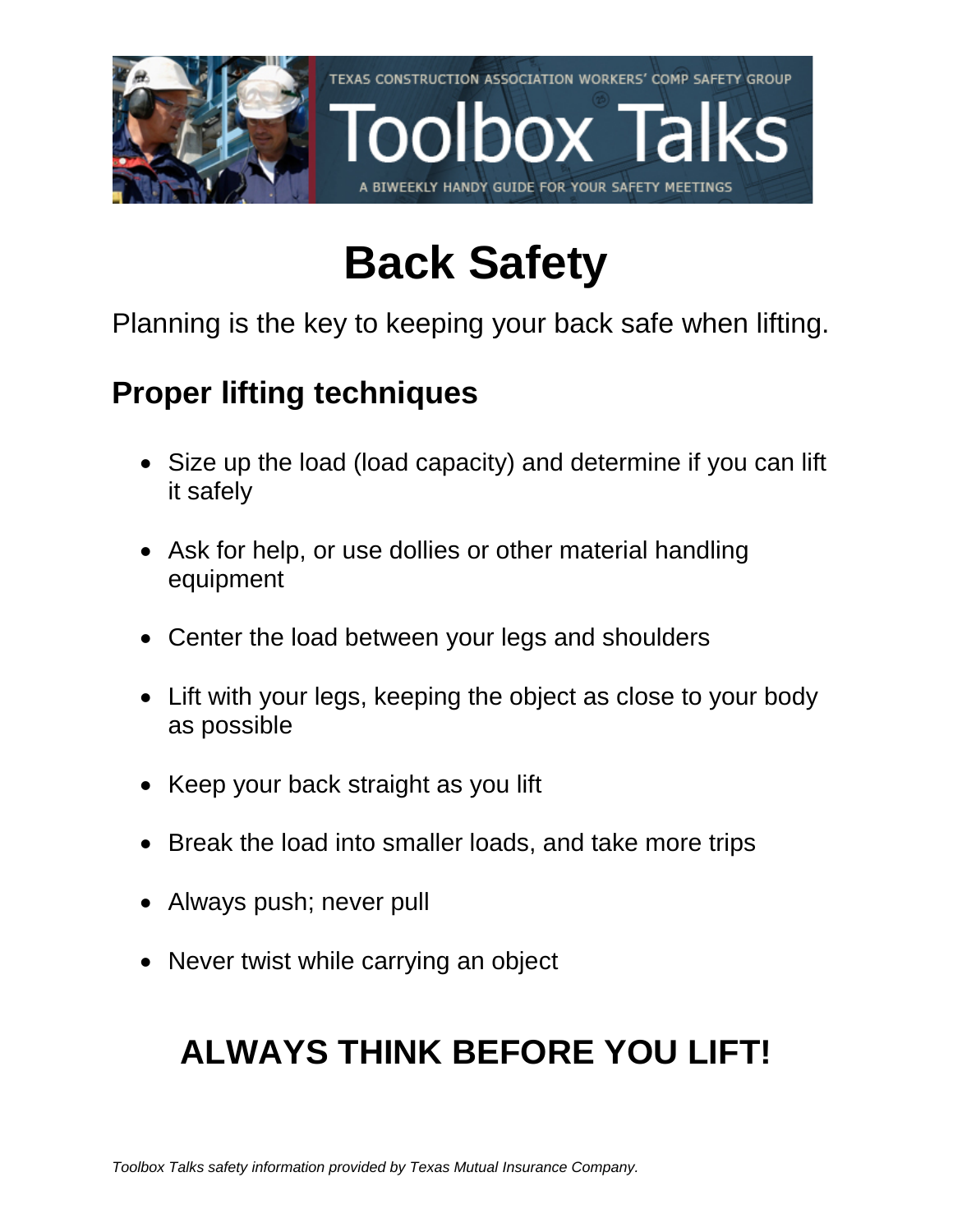# Back Safety

Planning is the key to keeping your back safe when lifting.

## Proper lifting techniques

- Size up the load (load capacity) and determine if you can lift it safely
- Ask for help, or use dollies or other material handling equipment
- Center the load between your legs and shoulders
- Lift with your legs, keeping the object as close to your body as possible
- Keep your back straight as you lift
- Break the load into smaller loads, and take more trips
- Always push; never pull
- Never twist while carrying an object

## ALWAYS THINK BEFORE YOU LIFT!

*Toolbox Talks safety information provided by Texas Mutual Insurance Company.*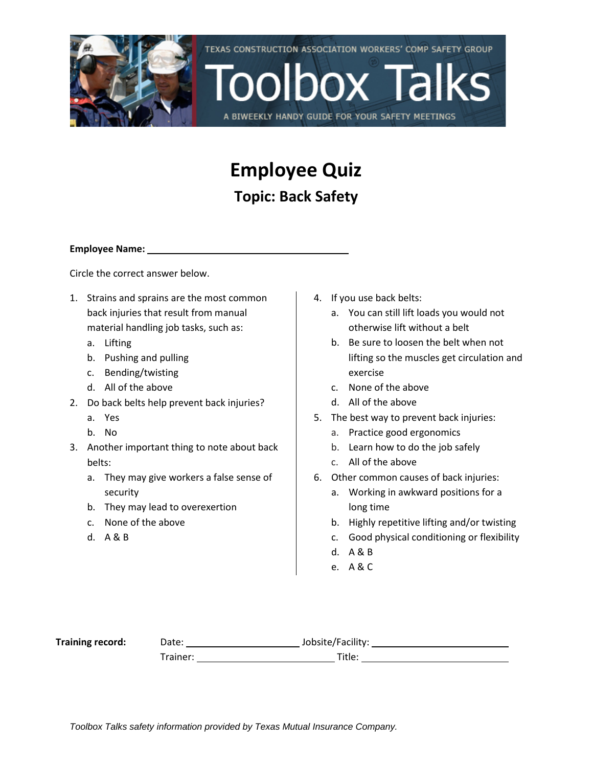TEXAS CONSTRUCTION ASSOCIATION WORKERS' COMP SAFETY GROUP

# Toolbox Talks

A BIWEEKLY HANDY GUIDE FOR YOUR SAFETY MEETINGS

## Employee Quiz

### Topic: Back Safety

**Employee Name:** ______________________________

Circle the correct answer below.

1. Strains and sprains are the most common back injuries that result from manual material handling job tasks, such as:
   a. Lifting
   b. Pushing and pulling
   c. Bending/twisting
   d. All of the above
2. Do back belts help prevent back injuries?
   a. Yes
   b. No
3. Another important thing to note about back belts:
   a. They may give workers a false sense of security
   b. They may lead to overexertion
   c. None of the above
   d. A & B
4. If you use back belts:
   a. You can still lift loads you would not otherwise lift without a belt
   b. Be sure to loosen the belt when not lifting so the muscles get circulation and exercise
   c. None of the above
   d. All of the above
5. The best way to prevent back injuries:
   a. Practice good ergonomics
   b. Learn how to do the job safely
   c. All of the above
6. Other common causes of back injuries:
   a. Working in awkward positions for a long time
   b. Highly repetitive lifting and/or twisting
   c. Good physical conditioning or flexibility
   d. A & B
   e. A & C

**Training record:** Date: ____________ Jobsite/Facility: ____________
Trainer: ____________ Title: ____________

*Toolbox Talks safety information provided by Texas Mutual Insurance Company.*